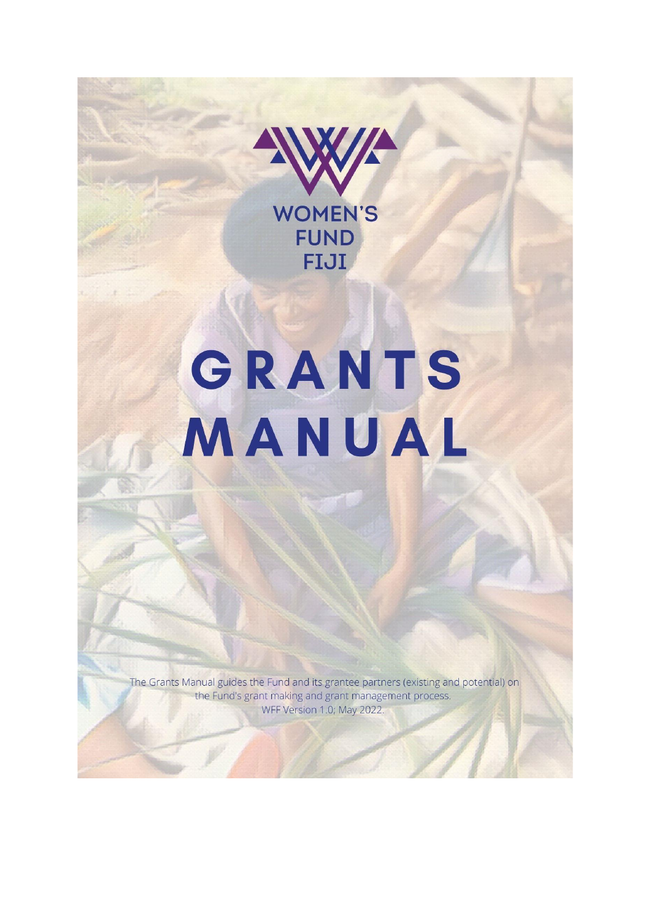WOMEN'S FUND FIJI

# GRANTS MANUAL

The Grants Manual guides the Fund and its grantee partners (existing and potential) on the Fund's grant making and grant management process.
WFF Version 1.0; May 2022.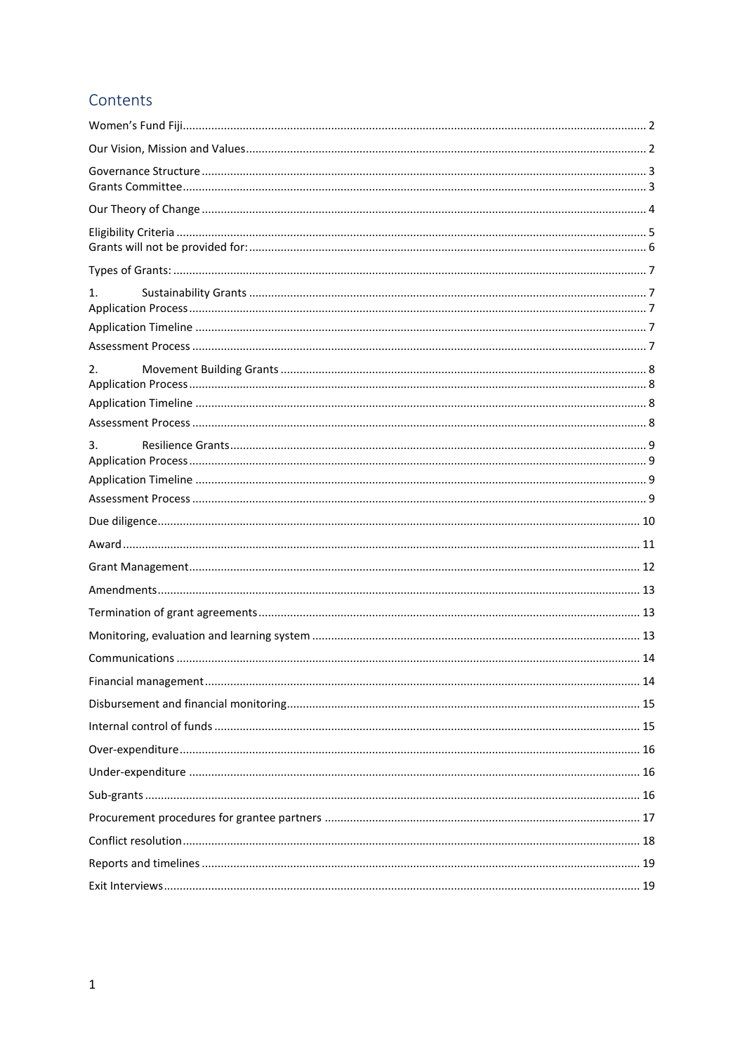# Contents

Women's Fund Fiji ..... 2

Our Vision, Mission and Values ..... 2

Governance Structure ..... 3
Grants Committee ..... 3

Our Theory of Change ..... 4

Eligibility Criteria ..... 5
Grants will not be provided for: ..... 6

Types of Grants: ..... 7

1. Sustainability Grants ..... 7
Application Process ..... 7
Application Timeline ..... 7
Assessment Process ..... 7

2. Movement Building Grants ..... 8
Application Process ..... 8
Application Timeline ..... 8
Assessment Process ..... 8

3. Resilience Grants ..... 9
Application Process ..... 9
Application Timeline ..... 9
Assessment Process ..... 9

Due diligence ..... 10

Award ..... 11

Grant Management ..... 12

Amendments ..... 13

Termination of grant agreements ..... 13

Monitoring, evaluation and learning system ..... 13

Communications ..... 14

Financial management ..... 14

Disbursement and financial monitoring ..... 15

Internal control of funds ..... 15

Over-expenditure ..... 16

Under-expenditure ..... 16

Sub-grants ..... 16

Procurement procedures for grantee partners ..... 17

Conflict resolution ..... 18

Reports and timelines ..... 19

Exit Interviews ..... 19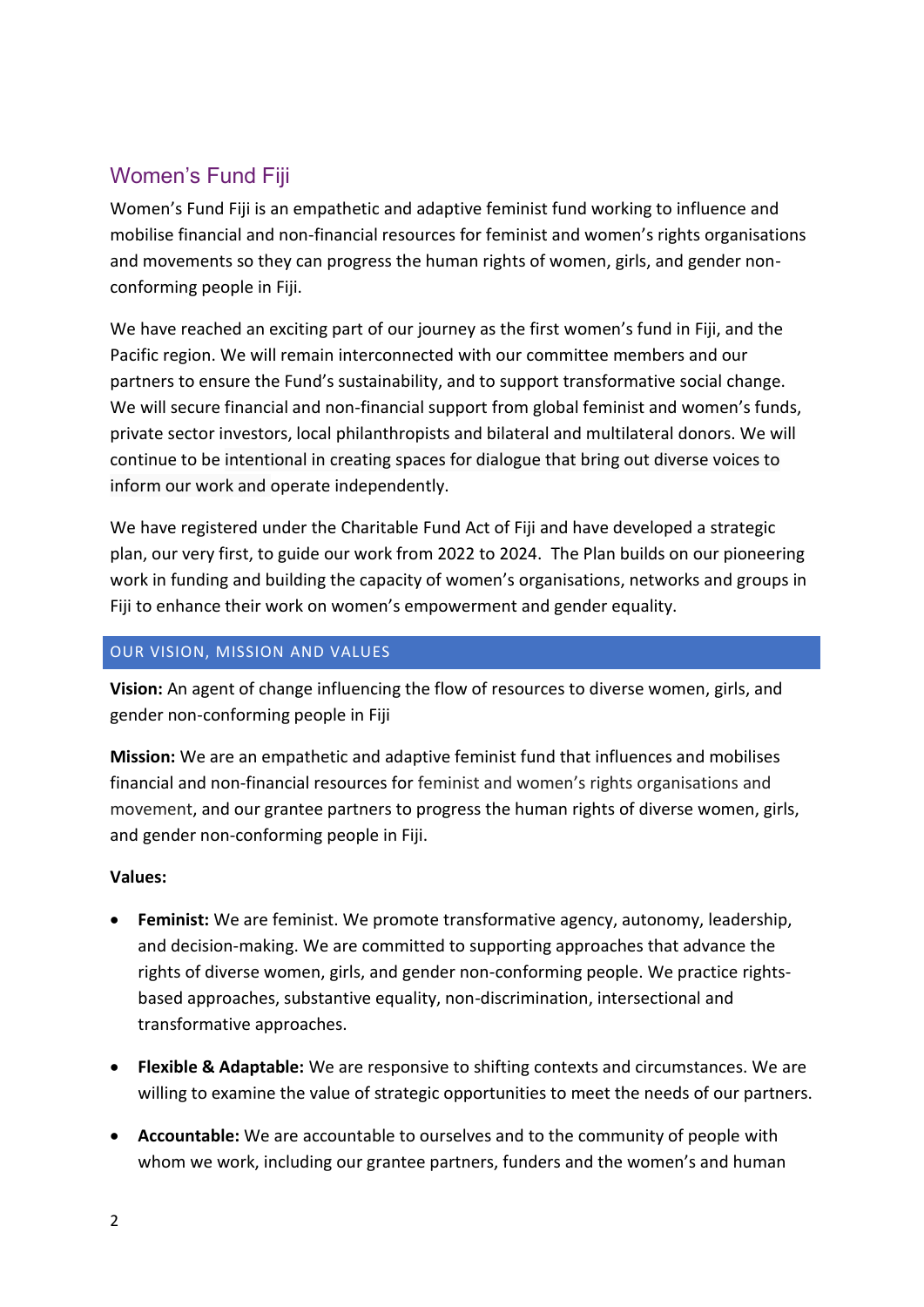## Women's Fund Fiji

Women's Fund Fiji is an empathetic and adaptive feminist fund working to influence and mobilise financial and non-financial resources for feminist and women's rights organisations and movements so they can progress the human rights of women, girls, and gender non-conforming people in Fiji.

We have reached an exciting part of our journey as the first women's fund in Fiji, and the Pacific region. We will remain interconnected with our committee members and our partners to ensure the Fund's sustainability, and to support transformative social change. We will secure financial and non-financial support from global feminist and women's funds, private sector investors, local philanthropists and bilateral and multilateral donors. We will continue to be intentional in creating spaces for dialogue that bring out diverse voices to inform our work and operate independently.

We have registered under the Charitable Fund Act of Fiji and have developed a strategic plan, our very first, to guide our work from 2022 to 2024. The Plan builds on our pioneering work in funding and building the capacity of women's organisations, networks and groups in Fiji to enhance their work on women's empowerment and gender equality.

### OUR VISION, MISSION AND VALUES

**Vision:** An agent of change influencing the flow of resources to diverse women, girls, and gender non-conforming people in Fiji

**Mission:** We are an empathetic and adaptive feminist fund that influences and mobilises financial and non-financial resources for feminist and women's rights organisations and movement, and our grantee partners to progress the human rights of diverse women, girls, and gender non-conforming people in Fiji.

**Values:**

- **Feminist:** We are feminist. We promote transformative agency, autonomy, leadership, and decision-making. We are committed to supporting approaches that advance the rights of diverse women, girls, and gender non-conforming people. We practice rights-based approaches, substantive equality, non-discrimination, intersectional and transformative approaches.

- **Flexible & Adaptable:** We are responsive to shifting contexts and circumstances. We are willing to examine the value of strategic opportunities to meet the needs of our partners.

- **Accountable:** We are accountable to ourselves and to the community of people with whom we work, including our grantee partners, funders and the women's and human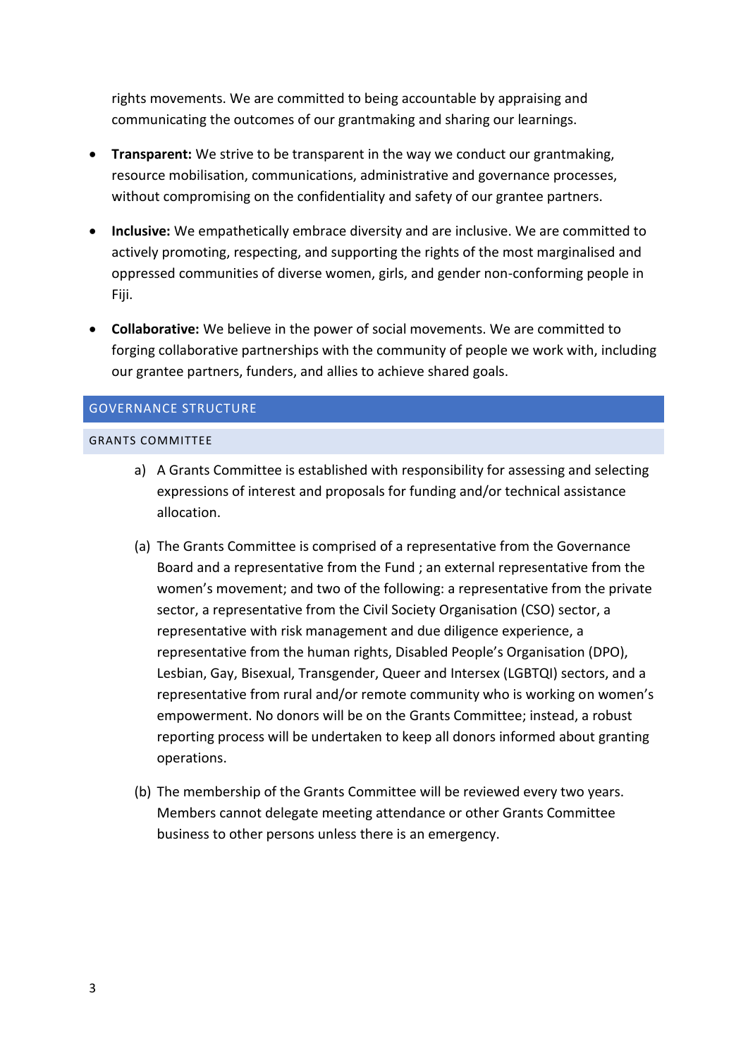rights movements. We are committed to being accountable by appraising and communicating the outcomes of our grantmaking and sharing our learnings.

- **Transparent:** We strive to be transparent in the way we conduct our grantmaking, resource mobilisation, communications, administrative and governance processes, without compromising on the confidentiality and safety of our grantee partners.
- **Inclusive:** We empathetically embrace diversity and are inclusive. We are committed to actively promoting, respecting, and supporting the rights of the most marginalised and oppressed communities of diverse women, girls, and gender non-conforming people in Fiji.
- **Collaborative:** We believe in the power of social movements. We are committed to forging collaborative partnerships with the community of people we work with, including our grantee partners, funders, and allies to achieve shared goals.

## GOVERNANCE STRUCTURE

### GRANTS COMMITTEE

a) A Grants Committee is established with responsibility for assessing and selecting expressions of interest and proposals for funding and/or technical assistance allocation.

(a) The Grants Committee is comprised of a representative from the Governance Board and a representative from the Fund ; an external representative from the women's movement; and two of the following: a representative from the private sector, a representative from the Civil Society Organisation (CSO) sector, a representative with risk management and due diligence experience, a representative from the human rights, Disabled People's Organisation (DPO), Lesbian, Gay, Bisexual, Transgender, Queer and Intersex (LGBTQI) sectors, and a representative from rural and/or remote community who is working on women's empowerment. No donors will be on the Grants Committee; instead, a robust reporting process will be undertaken to keep all donors informed about granting operations.

(b) The membership of the Grants Committee will be reviewed every two years. Members cannot delegate meeting attendance or other Grants Committee business to other persons unless there is an emergency.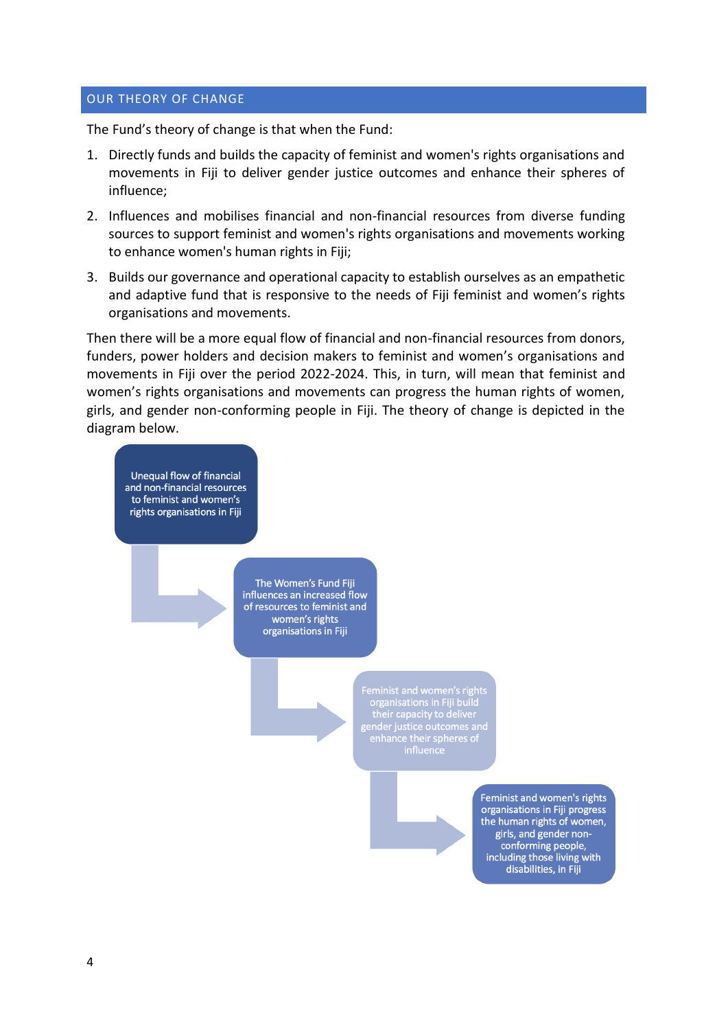## OUR THEORY OF CHANGE

The Fund's theory of change is that when the Fund:

1. Directly funds and builds the capacity of feminist and women's rights organisations and movements in Fiji to deliver gender justice outcomes and enhance their spheres of influence;
2. Influences and mobilises financial and non-financial resources from diverse funding sources to support feminist and women's rights organisations and movements working to enhance women's human rights in Fiji;
3. Builds our governance and operational capacity to establish ourselves as an empathetic and adaptive fund that is responsive to the needs of Fiji feminist and women's rights organisations and movements.

Then there will be a more equal flow of financial and non-financial resources from donors, funders, power holders and decision makers to feminist and women's organisations and movements in Fiji over the period 2022-2024. This, in turn, will mean that feminist and women's rights organisations and movements can progress the human rights of women, girls, and gender non-conforming people in Fiji. The theory of change is depicted in the diagram below.

Unequal flow of financial and non-financial resources to feminist and women's rights organisations in Fiji

→ The Women's Fund Fiji influences an increased flow of resources to feminist and women's rights organisations in Fiji

→ Feminist and women's rights organisations in Fiji build their capacity to deliver gender justice outcomes and enhance their spheres of influence

→ Feminist and women's rights organisations in Fiji progress the human rights of women, girls, and gender non-conforming people, including those living with disabilities, in Fiji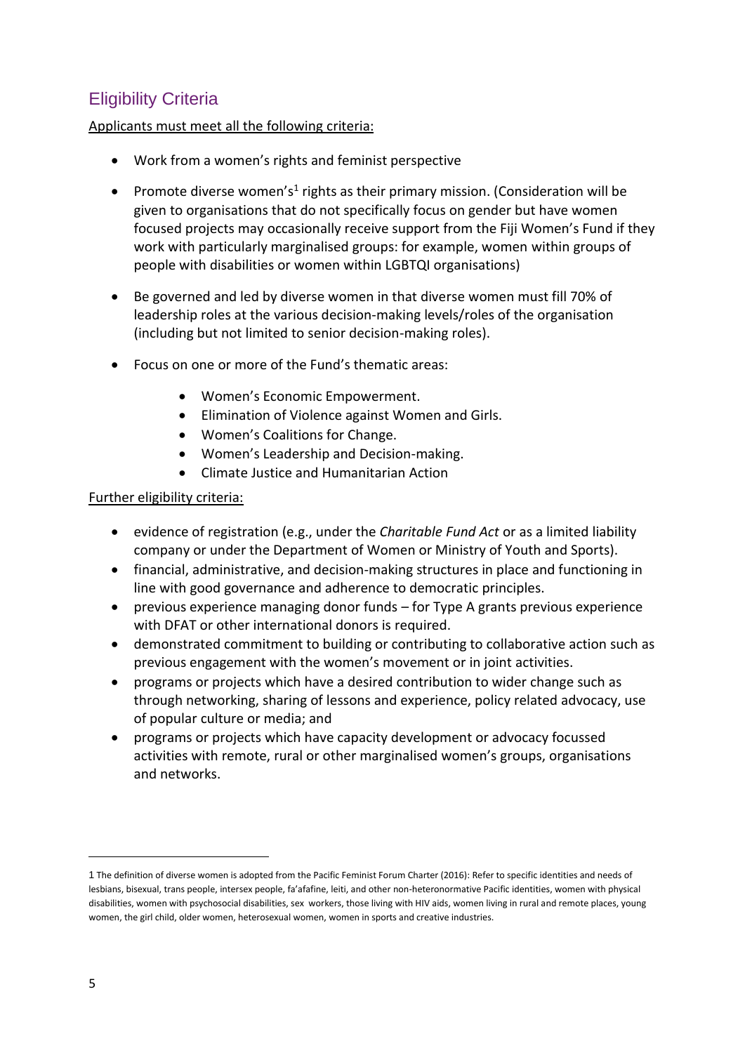## Eligibility Criteria

Applicants must meet all the following criteria:

- Work from a women's rights and feminist perspective
- Promote diverse women's[1] rights as their primary mission. (Consideration will be given to organisations that do not specifically focus on gender but have women focused projects may occasionally receive support from the Fiji Women's Fund if they work with particularly marginalised groups: for example, women within groups of people with disabilities or women within LGBTQI organisations)
- Be governed and led by diverse women in that diverse women must fill 70% of leadership roles at the various decision-making levels/roles of the organisation (including but not limited to senior decision-making roles).
- Focus on one or more of the Fund's thematic areas:
    - Women's Economic Empowerment.
    - Elimination of Violence against Women and Girls.
    - Women's Coalitions for Change.
    - Women's Leadership and Decision-making.
    - Climate Justice and Humanitarian Action

Further eligibility criteria:

- evidence of registration (e.g., under the *Charitable Fund Act* or as a limited liability company or under the Department of Women or Ministry of Youth and Sports).
- financial, administrative, and decision-making structures in place and functioning in line with good governance and adherence to democratic principles.
- previous experience managing donor funds – for Type A grants previous experience with DFAT or other international donors is required.
- demonstrated commitment to building or contributing to collaborative action such as previous engagement with the women's movement or in joint activities.
- programs or projects which have a desired contribution to wider change such as through networking, sharing of lessons and experience, policy related advocacy, use of popular culture or media; and
- programs or projects which have capacity development or advocacy focussed activities with remote, rural or other marginalised women's groups, organisations and networks.

---

1 The definition of diverse women is adopted from the Pacific Feminist Forum Charter (2016): Refer to specific identities and needs of lesbians, bisexual, trans people, intersex people, fa'afafine, leiti, and other non-heteronormative Pacific identities, women with physical disabilities, women with psychosocial disabilities, sex workers, those living with HIV aids, women living in rural and remote places, young women, the girl child, older women, heterosexual women, women in sports and creative industries.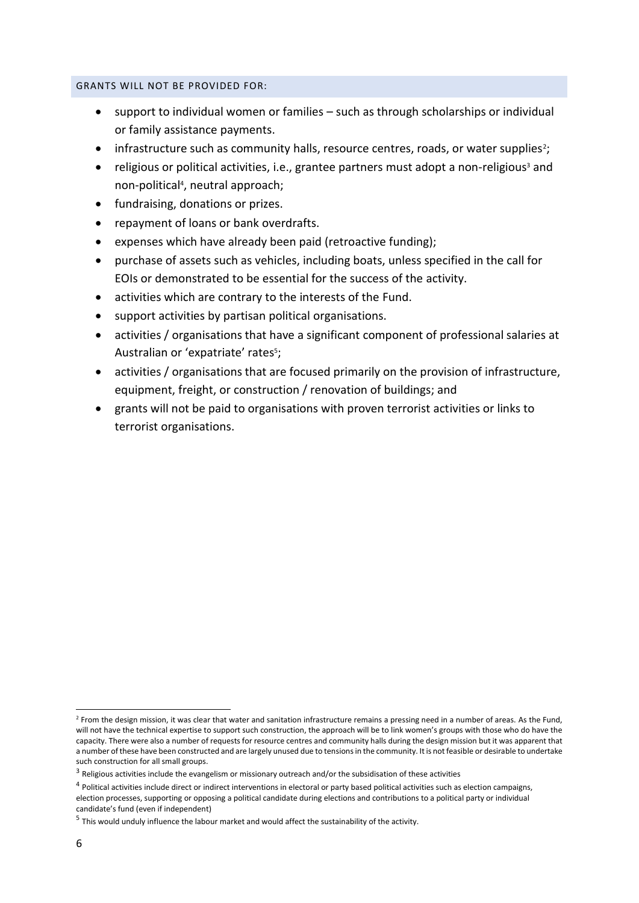### GRANTS WILL NOT BE PROVIDED FOR:

- support to individual women or families – such as through scholarships or individual or family assistance payments.
- infrastructure such as community halls, resource centres, roads, or water supplies[2];
- religious or political activities, i.e., grantee partners must adopt a non-religious[3] and non-political[4], neutral approach;
- fundraising, donations or prizes.
- repayment of loans or bank overdrafts.
- expenses which have already been paid (retroactive funding);
- purchase of assets such as vehicles, including boats, unless specified in the call for EOIs or demonstrated to be essential for the success of the activity.
- activities which are contrary to the interests of the Fund.
- support activities by partisan political organisations.
- activities / organisations that have a significant component of professional salaries at Australian or 'expatriate' rates[5];
- activities / organisations that are focused primarily on the provision of infrastructure, equipment, freight, or construction / renovation of buildings; and
- grants will not be paid to organisations with proven terrorist activities or links to terrorist organisations.

---

[2] From the design mission, it was clear that water and sanitation infrastructure remains a pressing need in a number of areas. As the Fund, will not have the technical expertise to support such construction, the approach will be to link women's groups with those who do have the capacity. There were also a number of requests for resource centres and community halls during the design mission but it was apparent that a number of these have been constructed and are largely unused due to tensions in the community. It is not feasible or desirable to undertake such construction for all small groups.

[3] Religious activities include the evangelism or missionary outreach and/or the subsidisation of these activities

[4] Political activities include direct or indirect interventions in electoral or party based political activities such as election campaigns, election processes, supporting or opposing a political candidate during elections and contributions to a political party or individual candidate's fund (even if independent)

[5] This would unduly influence the labour market and would affect the sustainability of the activity.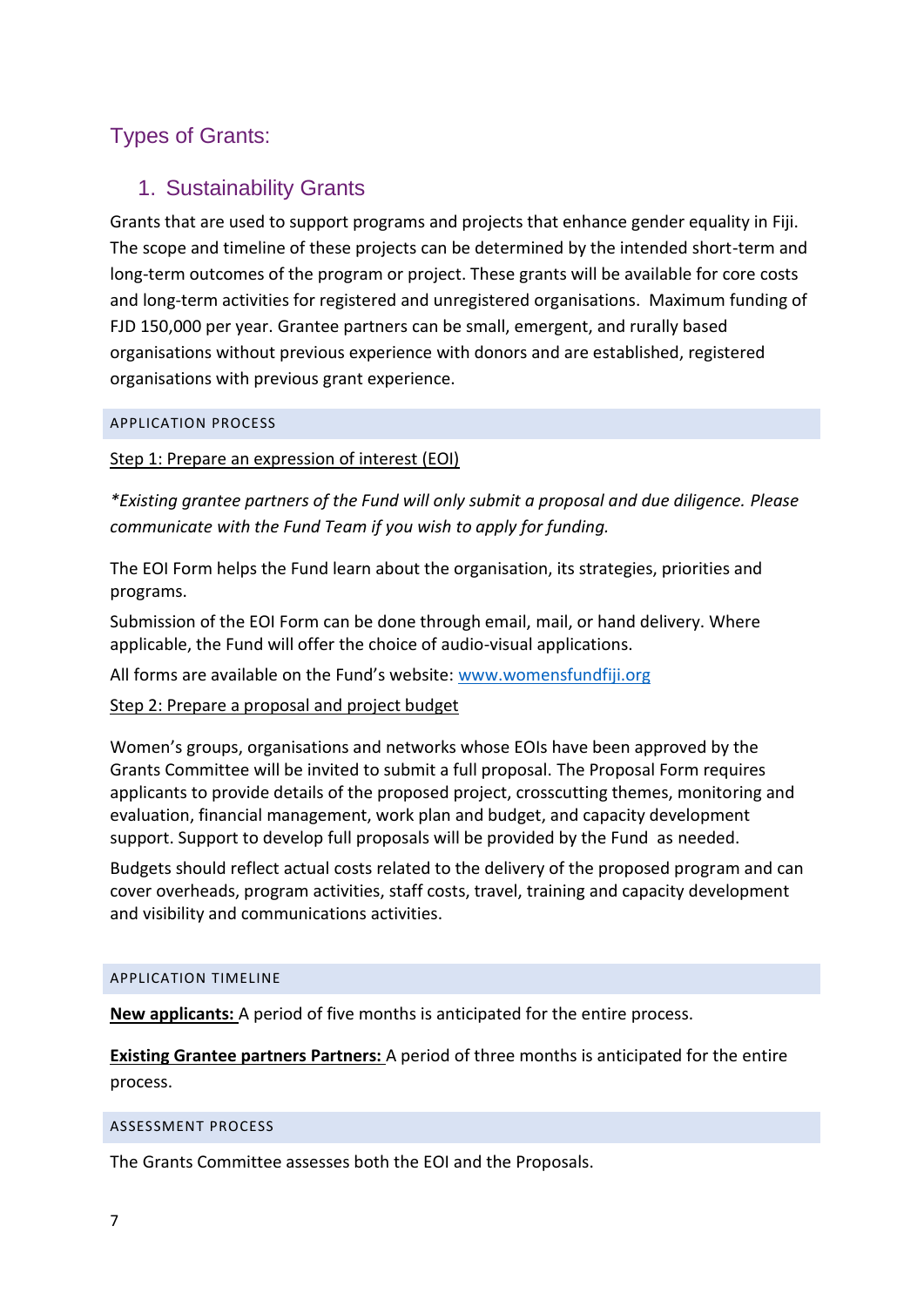## Types of Grants:

### 1. Sustainability Grants

Grants that are used to support programs and projects that enhance gender equality in Fiji. The scope and timeline of these projects can be determined by the intended short-term and long-term outcomes of the program or project. These grants will be available for core costs and long-term activities for registered and unregistered organisations. Maximum funding of FJD 150,000 per year. Grantee partners can be small, emergent, and rurally based organisations without previous experience with donors and are established, registered organisations with previous grant experience.

#### APPLICATION PROCESS

<u>Step 1: Prepare an expression of interest (EOI)</u>

**Existing grantee partners of the Fund will only submit a proposal and due diligence. Please communicate with the Fund Team if you wish to apply for funding.*

The EOI Form helps the Fund learn about the organisation, its strategies, priorities and programs.

Submission of the EOI Form can be done through email, mail, or hand delivery. Where applicable, the Fund will offer the choice of audio-visual applications.

All forms are available on the Fund's website: [www.womensfundfiji.org](http://www.womensfundfiji.org)

<u>Step 2: Prepare a proposal and project budget</u>

Women's groups, organisations and networks whose EOIs have been approved by the Grants Committee will be invited to submit a full proposal. The Proposal Form requires applicants to provide details of the proposed project, crosscutting themes, monitoring and evaluation, financial management, work plan and budget, and capacity development support. Support to develop full proposals will be provided by the Fund as needed.

Budgets should reflect actual costs related to the delivery of the proposed program and can cover overheads, program activities, staff costs, travel, training and capacity development and visibility and communications activities.

#### APPLICATION TIMELINE

**<u>New applicants:</u>** A period of five months is anticipated for the entire process.

**<u>Existing Grantee partners Partners:</u>** A period of three months is anticipated for the entire process.

#### ASSESSMENT PROCESS

The Grants Committee assesses both the EOI and the Proposals.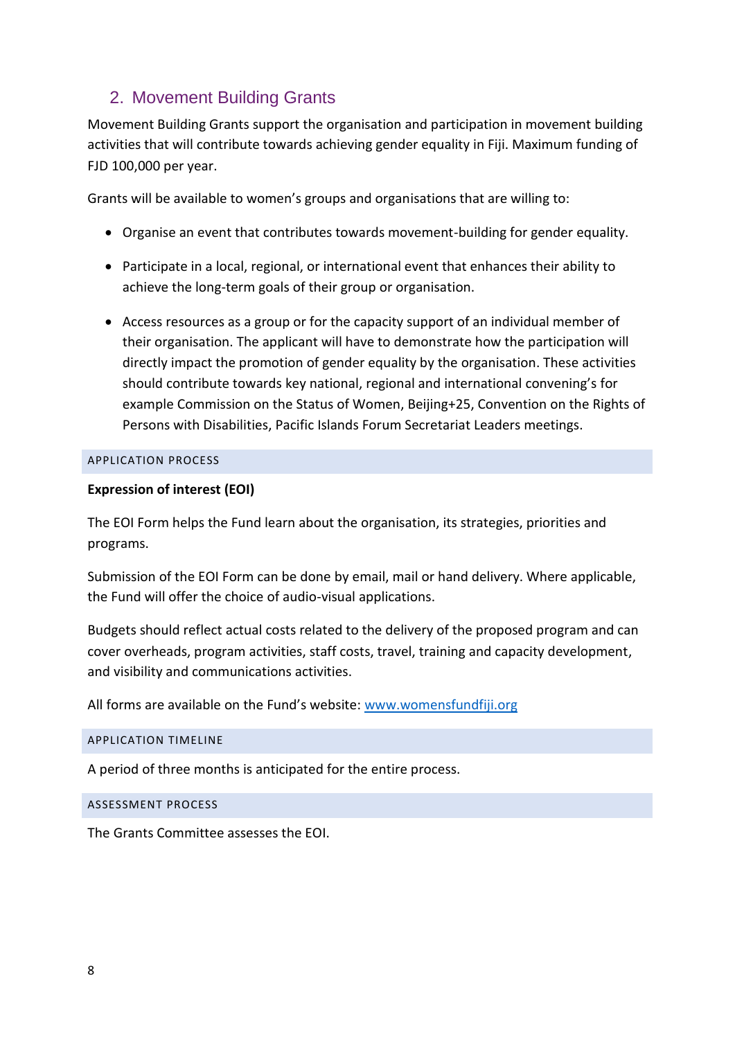## 2. Movement Building Grants

Movement Building Grants support the organisation and participation in movement building activities that will contribute towards achieving gender equality in Fiji. Maximum funding of FJD 100,000 per year.

Grants will be available to women's groups and organisations that are willing to:

- Organise an event that contributes towards movement-building for gender equality.
- Participate in a local, regional, or international event that enhances their ability to achieve the long-term goals of their group or organisation.
- Access resources as a group or for the capacity support of an individual member of their organisation. The applicant will have to demonstrate how the participation will directly impact the promotion of gender equality by the organisation. These activities should contribute towards key national, regional and international convening's for example Commission on the Status of Women, Beijing+25, Convention on the Rights of Persons with Disabilities, Pacific Islands Forum Secretariat Leaders meetings.

### APPLICATION PROCESS

**Expression of interest (EOI)**

The EOI Form helps the Fund learn about the organisation, its strategies, priorities and programs.

Submission of the EOI Form can be done by email, mail or hand delivery. Where applicable, the Fund will offer the choice of audio-visual applications.

Budgets should reflect actual costs related to the delivery of the proposed program and can cover overheads, program activities, staff costs, travel, training and capacity development, and visibility and communications activities.

All forms are available on the Fund's website: [www.womensfundfiji.org](http://www.womensfundfiji.org)

### APPLICATION TIMELINE

A period of three months is anticipated for the entire process.

### ASSESSMENT PROCESS

The Grants Committee assesses the EOI.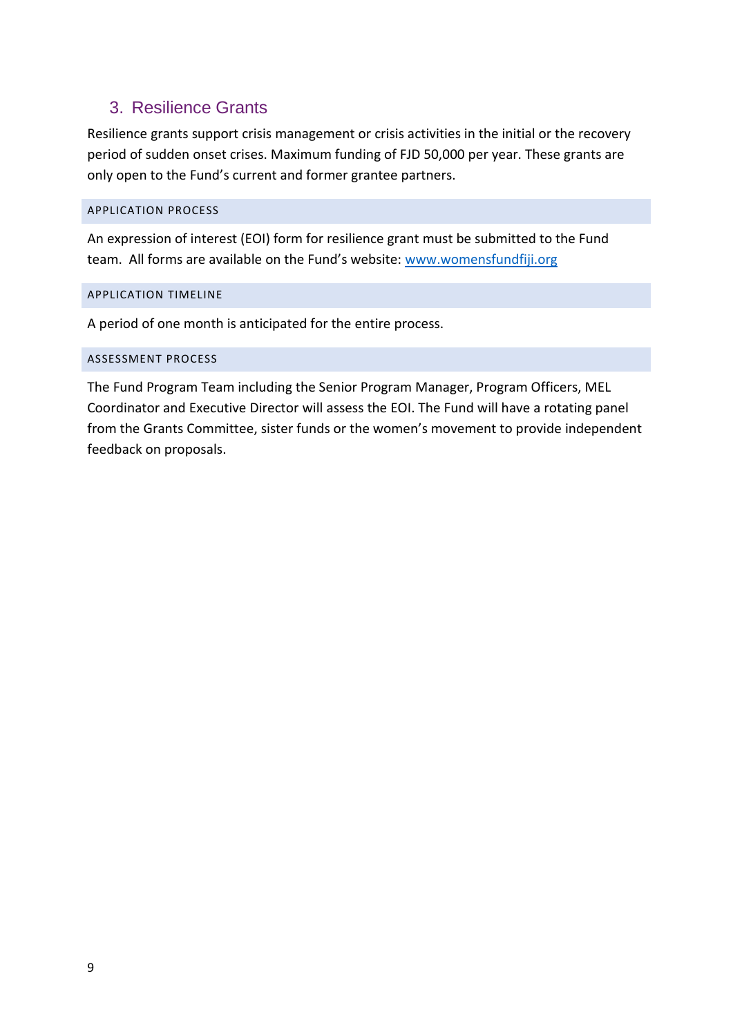## 3. Resilience Grants

Resilience grants support crisis management or crisis activities in the initial or the recovery period of sudden onset crises. Maximum funding of FJD 50,000 per year. These grants are only open to the Fund's current and former grantee partners.

### APPLICATION PROCESS

An expression of interest (EOI) form for resilience grant must be submitted to the Fund team. All forms are available on the Fund's website: [www.womensfundfiji.org](http://www.womensfundfiji.org)

### APPLICATION TIMELINE

A period of one month is anticipated for the entire process.

### ASSESSMENT PROCESS

The Fund Program Team including the Senior Program Manager, Program Officers, MEL Coordinator and Executive Director will assess the EOI. The Fund will have a rotating panel from the Grants Committee, sister funds or the women's movement to provide independent feedback on proposals.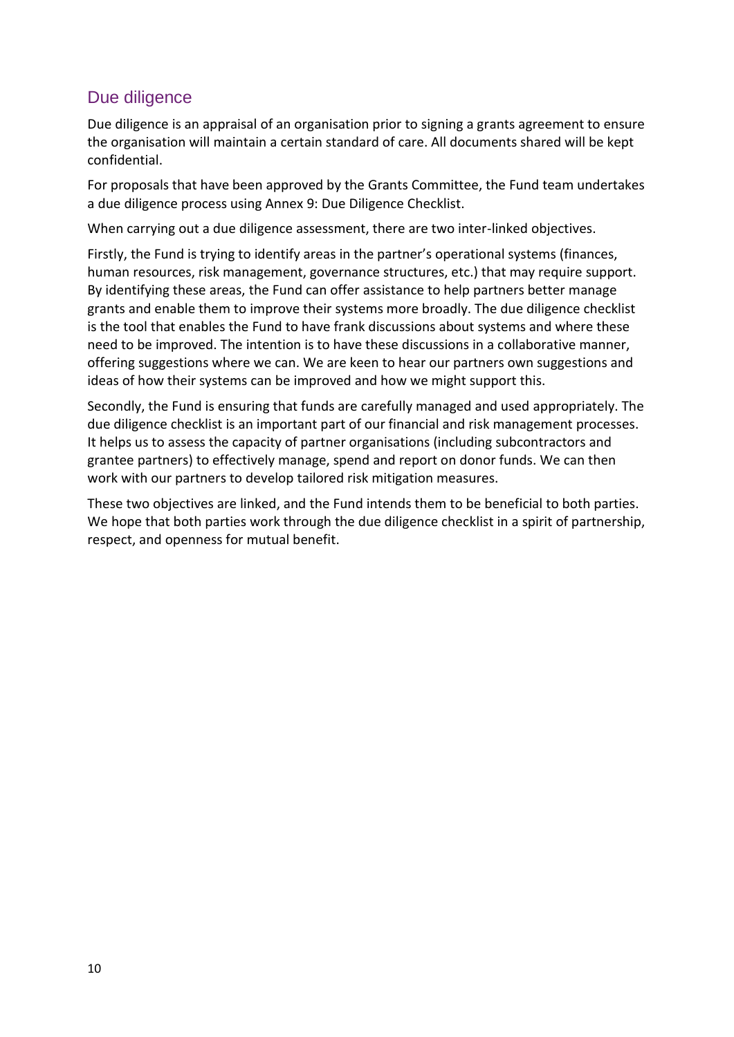## Due diligence

Due diligence is an appraisal of an organisation prior to signing a grants agreement to ensure the organisation will maintain a certain standard of care. All documents shared will be kept confidential.

For proposals that have been approved by the Grants Committee, the Fund team undertakes a due diligence process using Annex 9: Due Diligence Checklist.

When carrying out a due diligence assessment, there are two inter-linked objectives.

Firstly, the Fund is trying to identify areas in the partner's operational systems (finances, human resources, risk management, governance structures, etc.) that may require support. By identifying these areas, the Fund can offer assistance to help partners better manage grants and enable them to improve their systems more broadly. The due diligence checklist is the tool that enables the Fund to have frank discussions about systems and where these need to be improved. The intention is to have these discussions in a collaborative manner, offering suggestions where we can. We are keen to hear our partners own suggestions and ideas of how their systems can be improved and how we might support this.

Secondly, the Fund is ensuring that funds are carefully managed and used appropriately. The due diligence checklist is an important part of our financial and risk management processes. It helps us to assess the capacity of partner organisations (including subcontractors and grantee partners) to effectively manage, spend and report on donor funds. We can then work with our partners to develop tailored risk mitigation measures.

These two objectives are linked, and the Fund intends them to be beneficial to both parties. We hope that both parties work through the due diligence checklist in a spirit of partnership, respect, and openness for mutual benefit.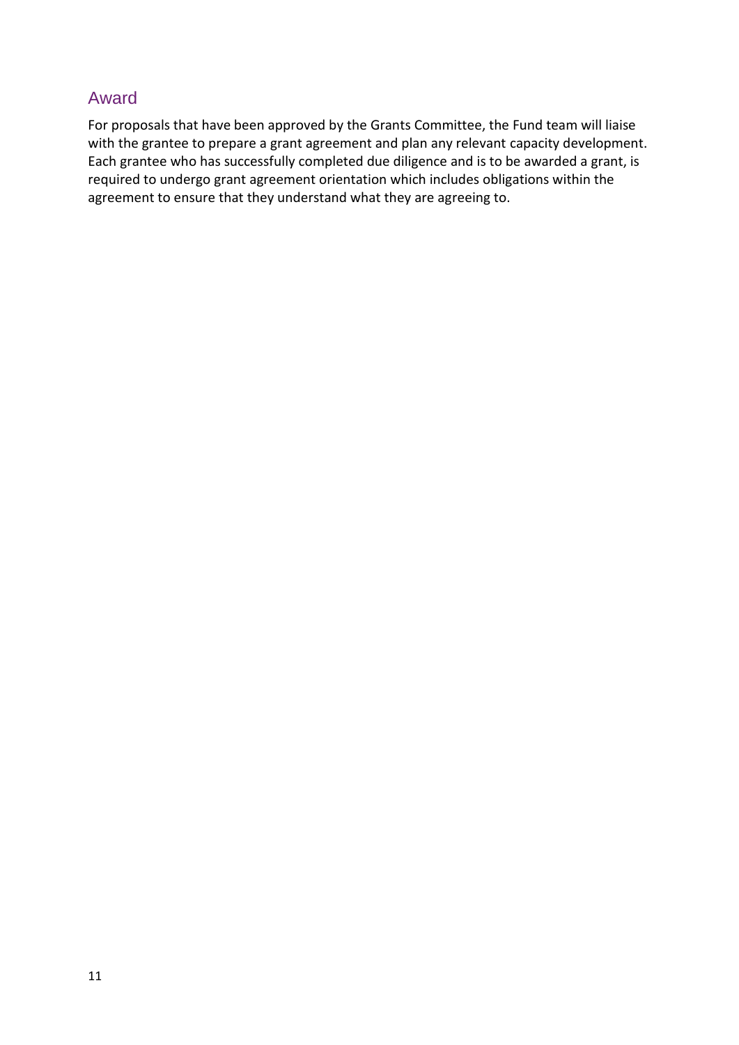## Award

For proposals that have been approved by the Grants Committee, the Fund team will liaise with the grantee to prepare a grant agreement and plan any relevant capacity development. Each grantee who has successfully completed due diligence and is to be awarded a grant, is required to undergo grant agreement orientation which includes obligations within the agreement to ensure that they understand what they are agreeing to.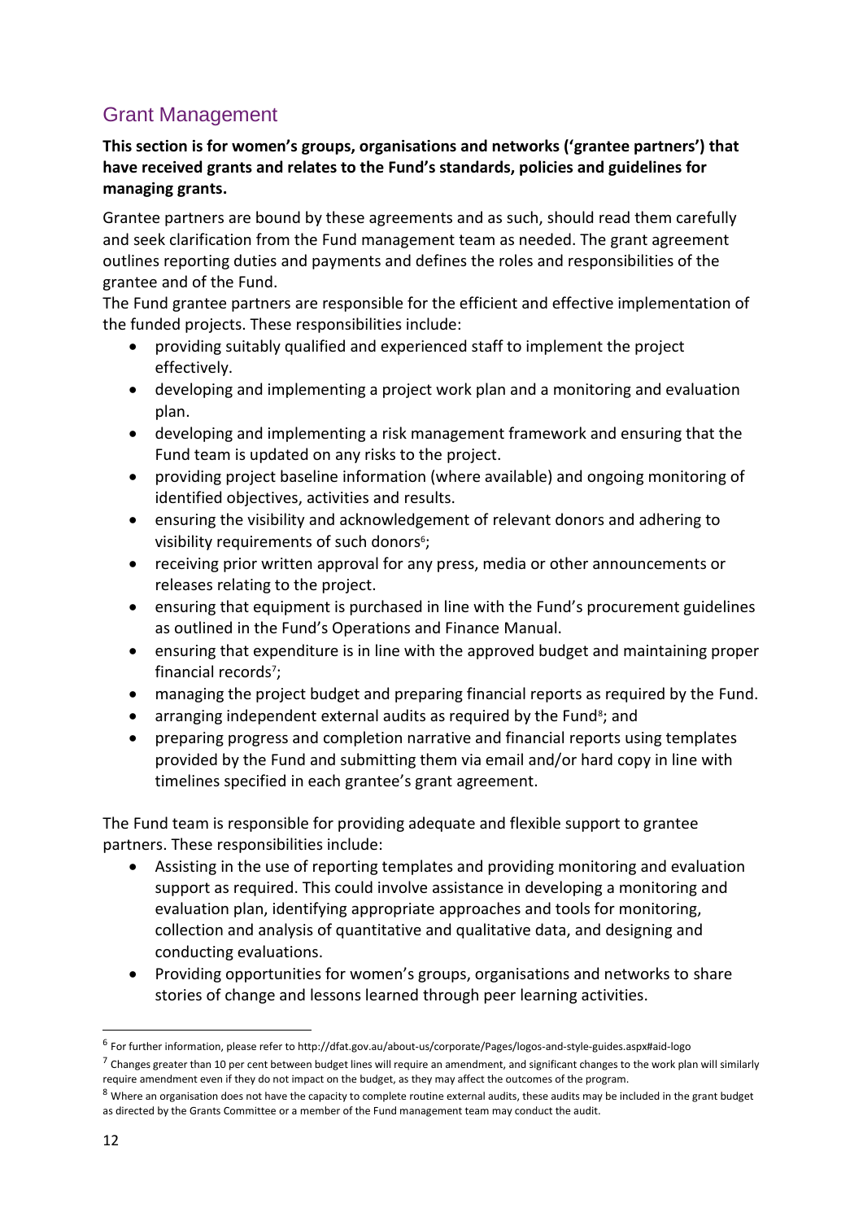## Grant Management

**This section is for women's groups, organisations and networks ('grantee partners') that have received grants and relates to the Fund's standards, policies and guidelines for managing grants.**

Grantee partners are bound by these agreements and as such, should read them carefully and seek clarification from the Fund management team as needed. The grant agreement outlines reporting duties and payments and defines the roles and responsibilities of the grantee and of the Fund.

The Fund grantee partners are responsible for the efficient and effective implementation of the funded projects. These responsibilities include:

- providing suitably qualified and experienced staff to implement the project effectively.
- developing and implementing a project work plan and a monitoring and evaluation plan.
- developing and implementing a risk management framework and ensuring that the Fund team is updated on any risks to the project.
- providing project baseline information (where available) and ongoing monitoring of identified objectives, activities and results.
- ensuring the visibility and acknowledgement of relevant donors and adhering to visibility requirements of such donors[6];
- receiving prior written approval for any press, media or other announcements or releases relating to the project.
- ensuring that equipment is purchased in line with the Fund's procurement guidelines as outlined in the Fund's Operations and Finance Manual.
- ensuring that expenditure is in line with the approved budget and maintaining proper financial records[7];
- managing the project budget and preparing financial reports as required by the Fund.
- arranging independent external audits as required by the Fund[8]; and
- preparing progress and completion narrative and financial reports using templates provided by the Fund and submitting them via email and/or hard copy in line with timelines specified in each grantee's grant agreement.

The Fund team is responsible for providing adequate and flexible support to grantee partners. These responsibilities include:

- Assisting in the use of reporting templates and providing monitoring and evaluation support as required. This could involve assistance in developing a monitoring and evaluation plan, identifying appropriate approaches and tools for monitoring, collection and analysis of quantitative and qualitative data, and designing and conducting evaluations.
- Providing opportunities for women's groups, organisations and networks to share stories of change and lessons learned through peer learning activities.

---

[6] For further information, please refer to http://dfat.gov.au/about-us/corporate/Pages/logos-and-style-guides.aspx#aid-logo

[7] Changes greater than 10 per cent between budget lines will require an amendment, and significant changes to the work plan will similarly require amendment even if they do not impact on the budget, as they may affect the outcomes of the program.

[8] Where an organisation does not have the capacity to complete routine external audits, these audits may be included in the grant budget as directed by the Grants Committee or a member of the Fund management team may conduct the audit.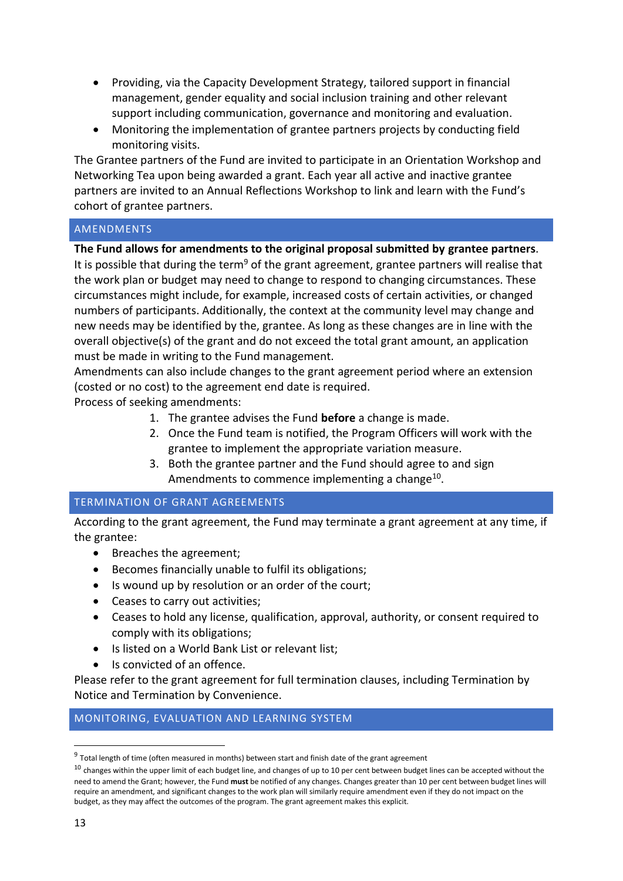- Providing, via the Capacity Development Strategy, tailored support in financial management, gender equality and social inclusion training and other relevant support including communication, governance and monitoring and evaluation.
- Monitoring the implementation of grantee partners projects by conducting field monitoring visits.

The Grantee partners of the Fund are invited to participate in an Orientation Workshop and Networking Tea upon being awarded a grant. Each year all active and inactive grantee partners are invited to an Annual Reflections Workshop to link and learn with the Fund's cohort of grantee partners.

## AMENDMENTS

**The Fund allows for amendments to the original proposal submitted by grantee partners**. It is possible that during the term[9] of the grant agreement, grantee partners will realise that the work plan or budget may need to change to respond to changing circumstances. These circumstances might include, for example, increased costs of certain activities, or changed numbers of participants. Additionally, the context at the community level may change and new needs may be identified by the, grantee. As long as these changes are in line with the overall objective(s) of the grant and do not exceed the total grant amount, an application must be made in writing to the Fund management.

Amendments can also include changes to the grant agreement period where an extension (costed or no cost) to the agreement end date is required.

Process of seeking amendments:

1. The grantee advises the Fund **before** a change is made.
2. Once the Fund team is notified, the Program Officers will work with the grantee to implement the appropriate variation measure.
3. Both the grantee partner and the Fund should agree to and sign Amendments to commence implementing a change[10].

## TERMINATION OF GRANT AGREEMENTS

According to the grant agreement, the Fund may terminate a grant agreement at any time, if the grantee:

- Breaches the agreement;
- Becomes financially unable to fulfil its obligations;
- Is wound up by resolution or an order of the court;
- Ceases to carry out activities;
- Ceases to hold any license, qualification, approval, authority, or consent required to comply with its obligations;
- Is listed on a World Bank List or relevant list;
- Is convicted of an offence.

Please refer to the grant agreement for full termination clauses, including Termination by Notice and Termination by Convenience.

## MONITORING, EVALUATION AND LEARNING SYSTEM

---

[9] Total length of time (often measured in months) between start and finish date of the grant agreement

[10] changes within the upper limit of each budget line, and changes of up to 10 per cent between budget lines can be accepted without the need to amend the Grant; however, the Fund **must** be notified of any changes. Changes greater than 10 per cent between budget lines will require an amendment, and significant changes to the work plan will similarly require amendment even if they do not impact on the budget, as they may affect the outcomes of the program. The grant agreement makes this explicit.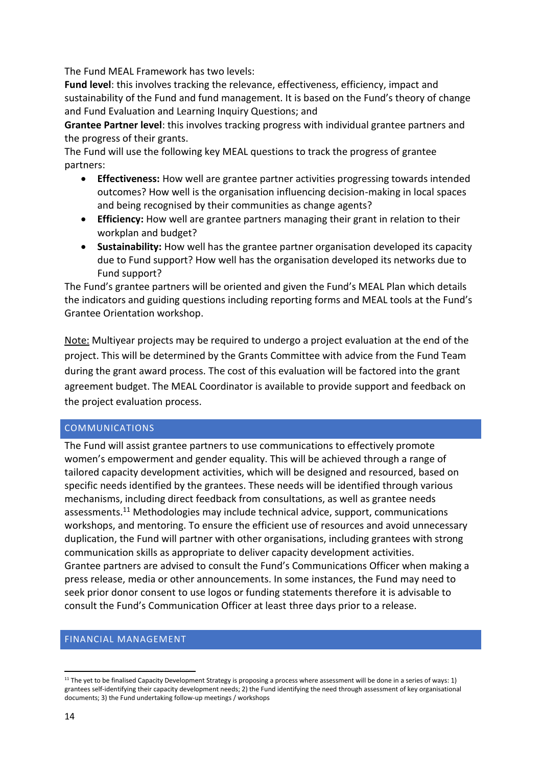The Fund MEAL Framework has two levels:

**Fund level**: this involves tracking the relevance, effectiveness, efficiency, impact and sustainability of the Fund and fund management. It is based on the Fund's theory of change and Fund Evaluation and Learning Inquiry Questions; and

**Grantee Partner level**: this involves tracking progress with individual grantee partners and the progress of their grants.

The Fund will use the following key MEAL questions to track the progress of grantee partners:

- **Effectiveness:** How well are grantee partner activities progressing towards intended outcomes? How well is the organisation influencing decision-making in local spaces and being recognised by their communities as change agents?
- **Efficiency:** How well are grantee partners managing their grant in relation to their workplan and budget?
- **Sustainability:** How well has the grantee partner organisation developed its capacity due to Fund support? How well has the organisation developed its networks due to Fund support?

The Fund's grantee partners will be oriented and given the Fund's MEAL Plan which details the indicators and guiding questions including reporting forms and MEAL tools at the Fund's Grantee Orientation workshop.

Note: Multiyear projects may be required to undergo a project evaluation at the end of the project. This will be determined by the Grants Committee with advice from the Fund Team during the grant award process. The cost of this evaluation will be factored into the grant agreement budget. The MEAL Coordinator is available to provide support and feedback on the project evaluation process.

## COMMUNICATIONS

The Fund will assist grantee partners to use communications to effectively promote women's empowerment and gender equality. This will be achieved through a range of tailored capacity development activities, which will be designed and resourced, based on specific needs identified by the grantees. These needs will be identified through various mechanisms, including direct feedback from consultations, as well as grantee needs assessments.[11] Methodologies may include technical advice, support, communications workshops, and mentoring. To ensure the efficient use of resources and avoid unnecessary duplication, the Fund will partner with other organisations, including grantees with strong communication skills as appropriate to deliver capacity development activities.

Grantee partners are advised to consult the Fund's Communications Officer when making a press release, media or other announcements. In some instances, the Fund may need to seek prior donor consent to use logos or funding statements therefore it is advisable to consult the Fund's Communication Officer at least three days prior to a release.

## FINANCIAL MANAGEMENT

[11] The yet to be finalised Capacity Development Strategy is proposing a process where assessment will be done in a series of ways: 1) grantees self-identifying their capacity development needs; 2) the Fund identifying the need through assessment of key organisational documents; 3) the Fund undertaking follow-up meetings / workshops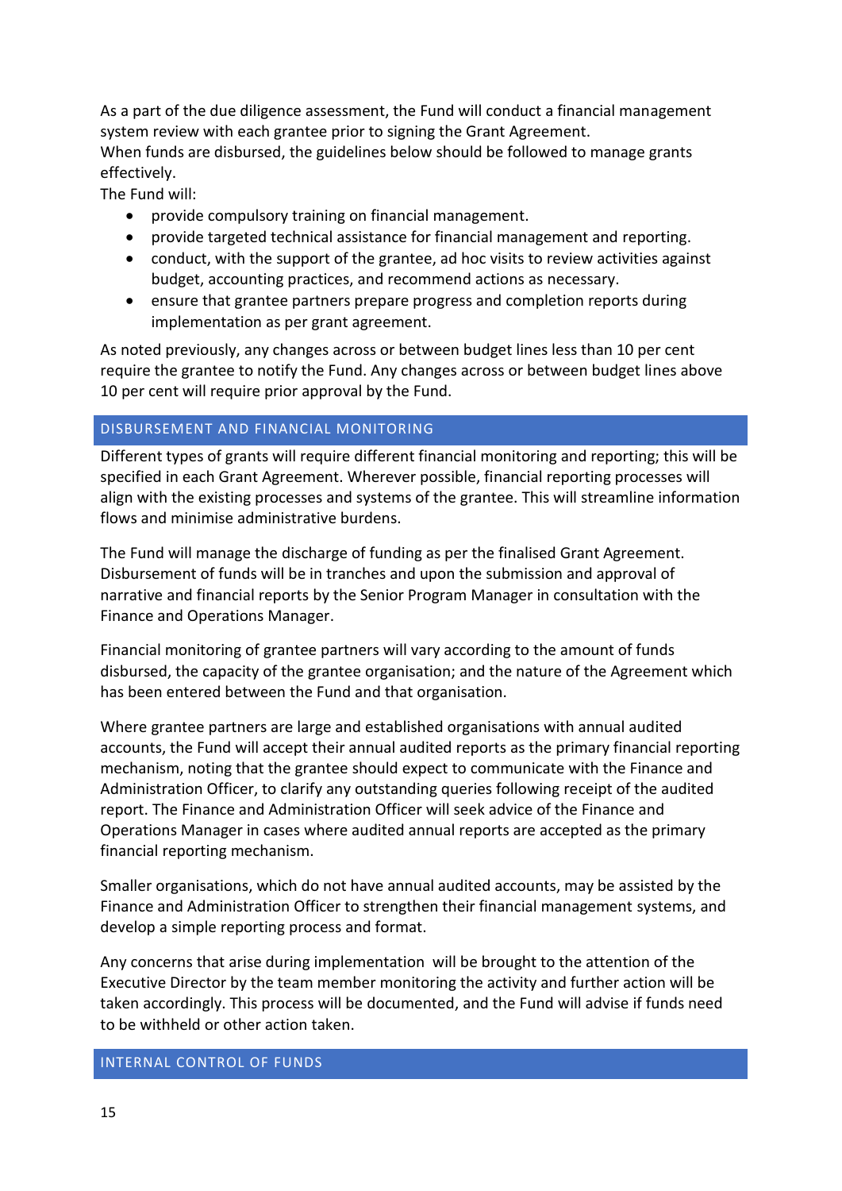As a part of the due diligence assessment, the Fund will conduct a financial management system review with each grantee prior to signing the Grant Agreement.
When funds are disbursed, the guidelines below should be followed to manage grants effectively.
The Fund will:

- provide compulsory training on financial management.
- provide targeted technical assistance for financial management and reporting.
- conduct, with the support of the grantee, ad hoc visits to review activities against budget, accounting practices, and recommend actions as necessary.
- ensure that grantee partners prepare progress and completion reports during implementation as per grant agreement.

As noted previously, any changes across or between budget lines less than 10 per cent require the grantee to notify the Fund. Any changes across or between budget lines above 10 per cent will require prior approval by the Fund.

## DISBURSEMENT AND FINANCIAL MONITORING

Different types of grants will require different financial monitoring and reporting; this will be specified in each Grant Agreement. Wherever possible, financial reporting processes will align with the existing processes and systems of the grantee. This will streamline information flows and minimise administrative burdens.

The Fund will manage the discharge of funding as per the finalised Grant Agreement. Disbursement of funds will be in tranches and upon the submission and approval of narrative and financial reports by the Senior Program Manager in consultation with the Finance and Operations Manager.

Financial monitoring of grantee partners will vary according to the amount of funds disbursed, the capacity of the grantee organisation; and the nature of the Agreement which has been entered between the Fund and that organisation.

Where grantee partners are large and established organisations with annual audited accounts, the Fund will accept their annual audited reports as the primary financial reporting mechanism, noting that the grantee should expect to communicate with the Finance and Administration Officer, to clarify any outstanding queries following receipt of the audited report. The Finance and Administration Officer will seek advice of the Finance and Operations Manager in cases where audited annual reports are accepted as the primary financial reporting mechanism.

Smaller organisations, which do not have annual audited accounts, may be assisted by the Finance and Administration Officer to strengthen their financial management systems, and develop a simple reporting process and format.

Any concerns that arise during implementation will be brought to the attention of the Executive Director by the team member monitoring the activity and further action will be taken accordingly. This process will be documented, and the Fund will advise if funds need to be withheld or other action taken.

## INTERNAL CONTROL OF FUNDS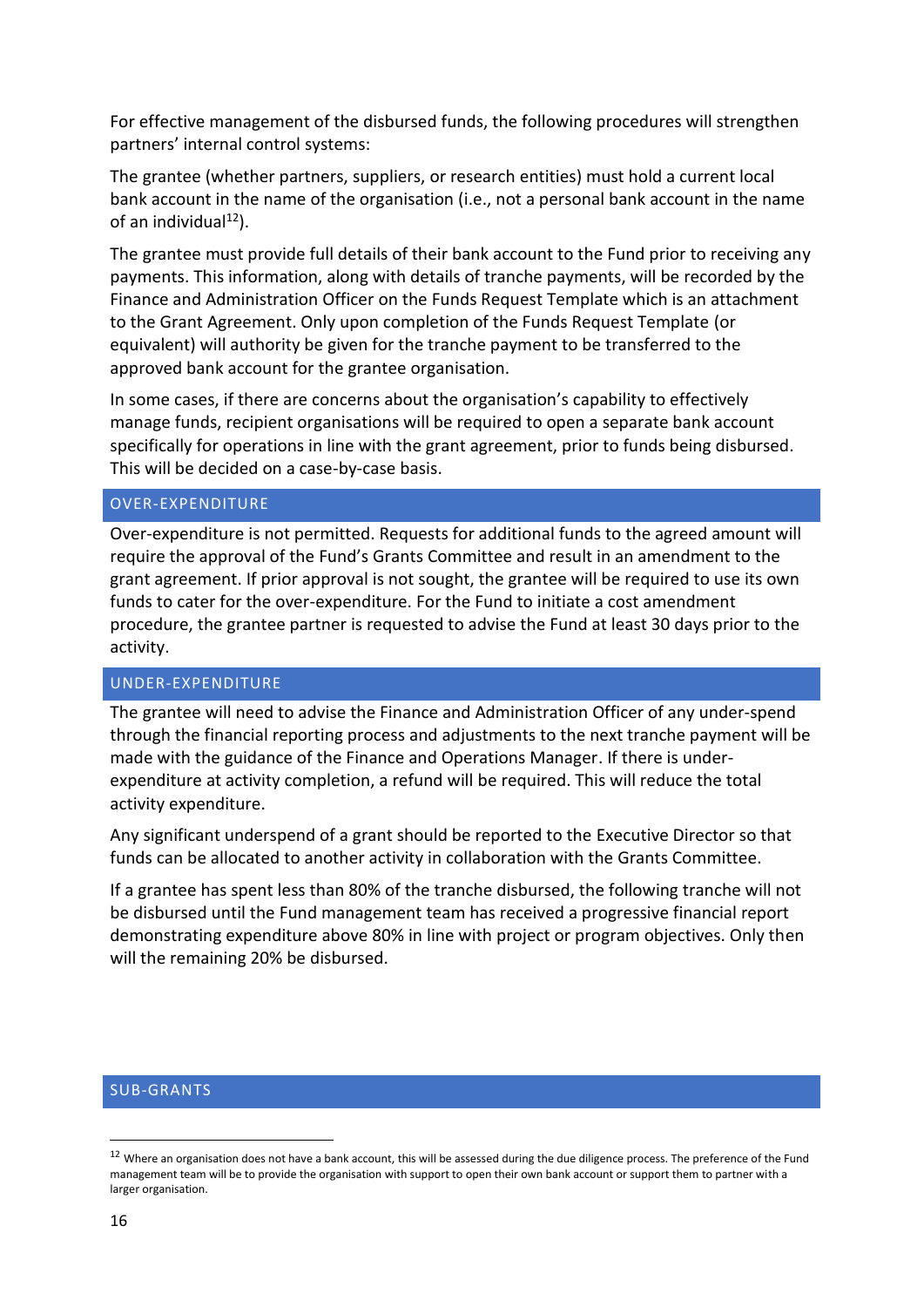For effective management of the disbursed funds, the following procedures will strengthen partners' internal control systems:

The grantee (whether partners, suppliers, or research entities) must hold a current local bank account in the name of the organisation (i.e., not a personal bank account in the name of an individual[12]).

The grantee must provide full details of their bank account to the Fund prior to receiving any payments. This information, along with details of tranche payments, will be recorded by the Finance and Administration Officer on the Funds Request Template which is an attachment to the Grant Agreement. Only upon completion of the Funds Request Template (or equivalent) will authority be given for the tranche payment to be transferred to the approved bank account for the grantee organisation.

In some cases, if there are concerns about the organisation's capability to effectively manage funds, recipient organisations will be required to open a separate bank account specifically for operations in line with the grant agreement, prior to funds being disbursed. This will be decided on a case-by-case basis.

## OVER-EXPENDITURE

Over-expenditure is not permitted. Requests for additional funds to the agreed amount will require the approval of the Fund's Grants Committee and result in an amendment to the grant agreement. If prior approval is not sought, the grantee will be required to use its own funds to cater for the over-expenditure. For the Fund to initiate a cost amendment procedure, the grantee partner is requested to advise the Fund at least 30 days prior to the activity.

## UNDER-EXPENDITURE

The grantee will need to advise the Finance and Administration Officer of any under-spend through the financial reporting process and adjustments to the next tranche payment will be made with the guidance of the Finance and Operations Manager. If there is under-expenditure at activity completion, a refund will be required. This will reduce the total activity expenditure.

Any significant underspend of a grant should be reported to the Executive Director so that funds can be allocated to another activity in collaboration with the Grants Committee.

If a grantee has spent less than 80% of the tranche disbursed, the following tranche will not be disbursed until the Fund management team has received a progressive financial report demonstrating expenditure above 80% in line with project or program objectives. Only then will the remaining 20% be disbursed.

## SUB-GRANTS

---

[12] Where an organisation does not have a bank account, this will be assessed during the due diligence process. The preference of the Fund management team will be to provide the organisation with support to open their own bank account or support them to partner with a larger organisation.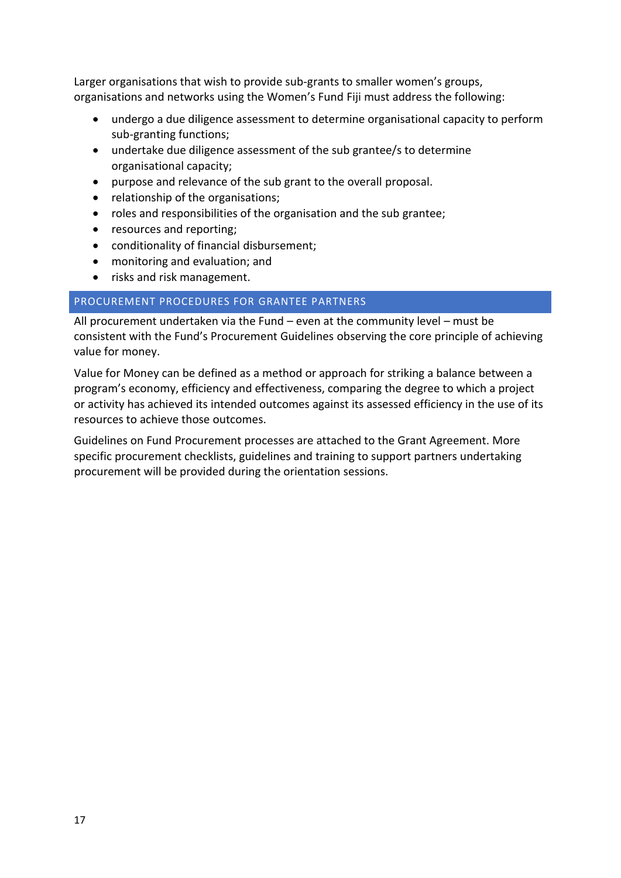Larger organisations that wish to provide sub-grants to smaller women's groups, organisations and networks using the Women's Fund Fiji must address the following:

- undergo a due diligence assessment to determine organisational capacity to perform sub-granting functions;
- undertake due diligence assessment of the sub grantee/s to determine organisational capacity;
- purpose and relevance of the sub grant to the overall proposal.
- relationship of the organisations;
- roles and responsibilities of the organisation and the sub grantee;
- resources and reporting;
- conditionality of financial disbursement;
- monitoring and evaluation; and
- risks and risk management.

## PROCUREMENT PROCEDURES FOR GRANTEE PARTNERS

All procurement undertaken via the Fund – even at the community level – must be consistent with the Fund's Procurement Guidelines observing the core principle of achieving value for money.

Value for Money can be defined as a method or approach for striking a balance between a program's economy, efficiency and effectiveness, comparing the degree to which a project or activity has achieved its intended outcomes against its assessed efficiency in the use of its resources to achieve those outcomes.

Guidelines on Fund Procurement processes are attached to the Grant Agreement. More specific procurement checklists, guidelines and training to support partners undertaking procurement will be provided during the orientation sessions.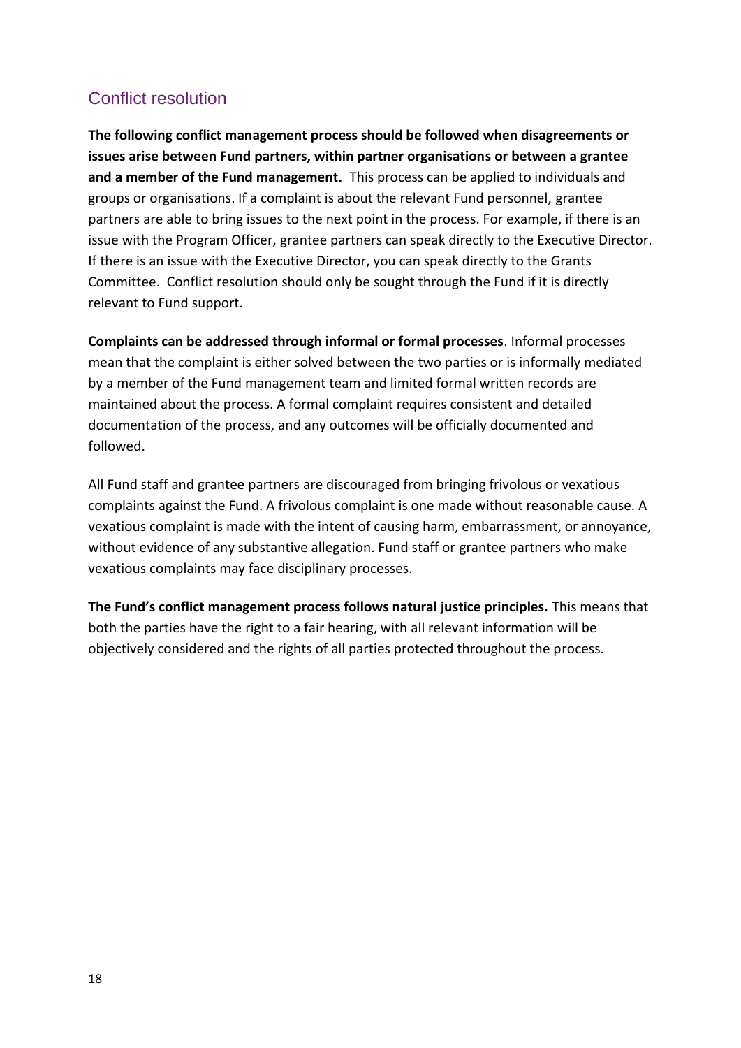## Conflict resolution

**The following conflict management process should be followed when disagreements or issues arise between Fund partners, within partner organisations or between a grantee and a member of the Fund management.** This process can be applied to individuals and groups or organisations. If a complaint is about the relevant Fund personnel, grantee partners are able to bring issues to the next point in the process. For example, if there is an issue with the Program Officer, grantee partners can speak directly to the Executive Director. If there is an issue with the Executive Director, you can speak directly to the Grants Committee. Conflict resolution should only be sought through the Fund if it is directly relevant to Fund support.

**Complaints can be addressed through informal or formal processes**. Informal processes mean that the complaint is either solved between the two parties or is informally mediated by a member of the Fund management team and limited formal written records are maintained about the process. A formal complaint requires consistent and detailed documentation of the process, and any outcomes will be officially documented and followed.

All Fund staff and grantee partners are discouraged from bringing frivolous or vexatious complaints against the Fund. A frivolous complaint is one made without reasonable cause. A vexatious complaint is made with the intent of causing harm, embarrassment, or annoyance, without evidence of any substantive allegation. Fund staff or grantee partners who make vexatious complaints may face disciplinary processes.

**The Fund's conflict management process follows natural justice principles.** This means that both the parties have the right to a fair hearing, with all relevant information will be objectively considered and the rights of all parties protected throughout the process.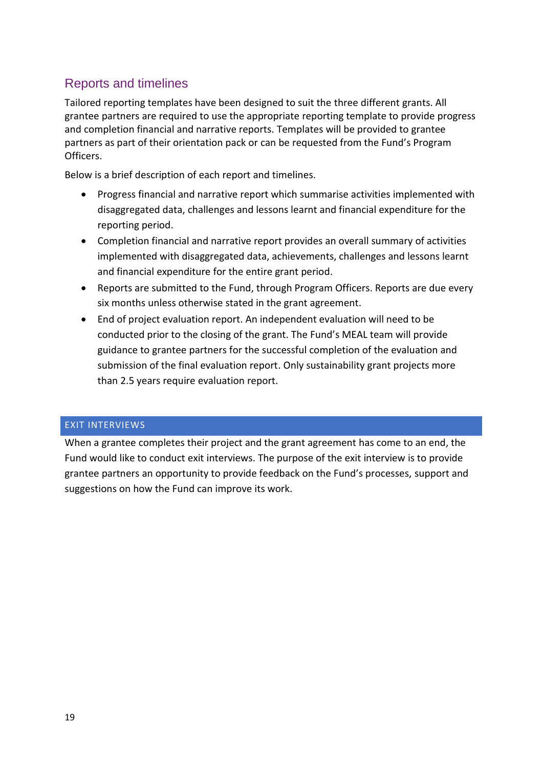## Reports and timelines

Tailored reporting templates have been designed to suit the three different grants. All grantee partners are required to use the appropriate reporting template to provide progress and completion financial and narrative reports. Templates will be provided to grantee partners as part of their orientation pack or can be requested from the Fund's Program Officers.

Below is a brief description of each report and timelines.

- Progress financial and narrative report which summarise activities implemented with disaggregated data, challenges and lessons learnt and financial expenditure for the reporting period.
- Completion financial and narrative report provides an overall summary of activities implemented with disaggregated data, achievements, challenges and lessons learnt and financial expenditure for the entire grant period.
- Reports are submitted to the Fund, through Program Officers. Reports are due every six months unless otherwise stated in the grant agreement.
- End of project evaluation report. An independent evaluation will need to be conducted prior to the closing of the grant. The Fund's MEAL team will provide guidance to grantee partners for the successful completion of the evaluation and submission of the final evaluation report. Only sustainability grant projects more than 2.5 years require evaluation report.

### EXIT INTERVIEWS

When a grantee completes their project and the grant agreement has come to an end, the Fund would like to conduct exit interviews. The purpose of the exit interview is to provide grantee partners an opportunity to provide feedback on the Fund's processes, support and suggestions on how the Fund can improve its work.